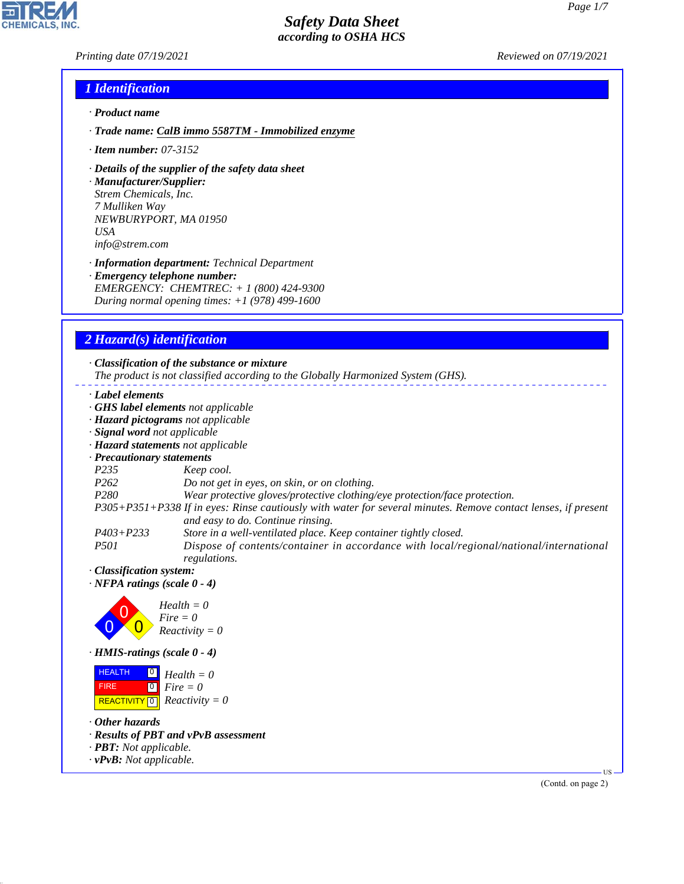# Safety Data Sheet
*according to OSHA HCS*

Printing date 07/19/2021 Reviewed on 07/19/2021

## 1 Identification

· **Product name**

· **Trade name: CalB immo 5587TM - Immobilized enzyme**

· **Item number:** 07-3152

· **Details of the supplier of the safety data sheet**

· **Manufacturer/Supplier:**
Strem Chemicals, Inc.
7 Mulliken Way
NEWBURYPORT, MA 01950
USA
info@strem.com

· **Information department:** Technical Department

· **Emergency telephone number:**
EMERGENCY: CHEMTREC: + 1 (800) 424-9300
During normal opening times: +1 (978) 499-1600

## 2 Hazard(s) identification

· **Classification of the substance or mixture**
The product is not classified according to the Globally Harmonized System (GHS).

· **Label elements**
· **GHS label elements** not applicable
· **Hazard pictograms** not applicable
· **Signal word** not applicable
· **Hazard statements** not applicable
· **Precautionary statements**

| | |
|---|---|
| P235 | Keep cool. |
| P262 | Do not get in eyes, on skin, or on clothing. |
| P280 | Wear protective gloves/protective clothing/eye protection/face protection. |
| P305+P351+P338 | If in eyes: Rinse cautiously with water for several minutes. Remove contact lenses, if present and easy to do. Continue rinsing. |
| P403+P233 | Store in a well-ventilated place. Keep container tightly closed. |
| P501 | Dispose of contents/container in accordance with local/regional/national/international regulations. |

· **Classification system:**
· **NFPA ratings (scale 0 - 4)**

Health = 0
Fire = 0
Reactivity = 0

· **HMIS-ratings (scale 0 - 4)**

| | | |
|---|---|---|
| HEALTH | 0 | Health = 0 |
| FIRE | 0 | Fire = 0 |
| REACTIVITY | 0 | Reactivity = 0 |

· **Other hazards**
· **Results of PBT and vPvB assessment**
· **PBT:** Not applicable.
· **vPvB:** Not applicable.

(Contd. on page 2)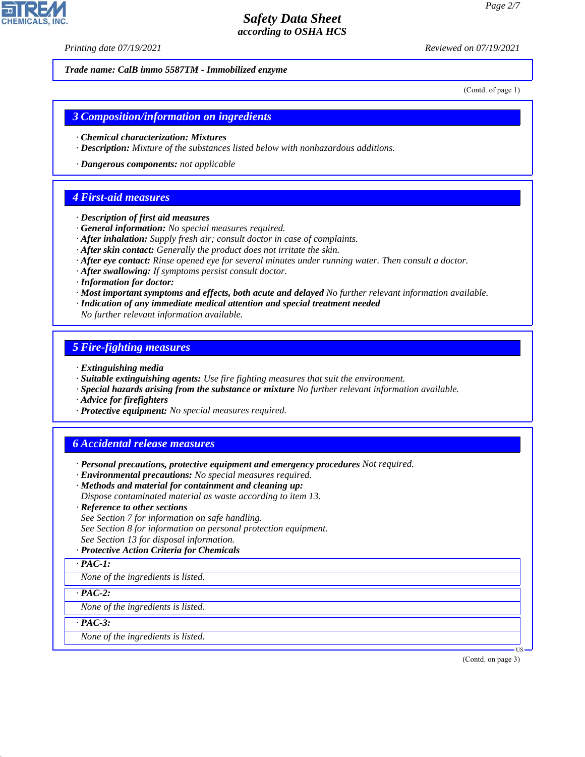**Trade name: CalB immo 5587TM - Immobilized enzyme**

(Contd. of page 1)

## 3 Composition/information on ingredients

· **Chemical characterization: Mixtures**
· **Description:** Mixture of the substances listed below with nonhazardous additions.

· **Dangerous components:** not applicable

## 4 First-aid measures

· **Description of first aid measures**
· **General information:** No special measures required.
· **After inhalation:** Supply fresh air; consult doctor in case of complaints.
· **After skin contact:** Generally the product does not irritate the skin.
· **After eye contact:** Rinse opened eye for several minutes under running water. Then consult a doctor.
· **After swallowing:** If symptoms persist consult doctor.
· **Information for doctor:**
· **Most important symptoms and effects, both acute and delayed** No further relevant information available.
· **Indication of any immediate medical attention and special treatment needed**
No further relevant information available.

## 5 Fire-fighting measures

· **Extinguishing media**
· **Suitable extinguishing agents:** Use fire fighting measures that suit the environment.
· **Special hazards arising from the substance or mixture** No further relevant information available.
· **Advice for firefighters**
· **Protective equipment:** No special measures required.

## 6 Accidental release measures

· **Personal precautions, protective equipment and emergency procedures** Not required.
· **Environmental precautions:** No special measures required.
· **Methods and material for containment and cleaning up:**
Dispose contaminated material as waste according to item 13.
· **Reference to other sections**
See Section 7 for information on safe handling.
See Section 8 for information on personal protection equipment.
See Section 13 for disposal information.
· **Protective Action Criteria for Chemicals**

| · **PAC-1:** |
|---|
| None of the ingredients is listed. |

| · **PAC-2:** |
|---|
| None of the ingredients is listed. |

| · **PAC-3:** |
|---|
| None of the ingredients is listed. |

(Contd. on page 3)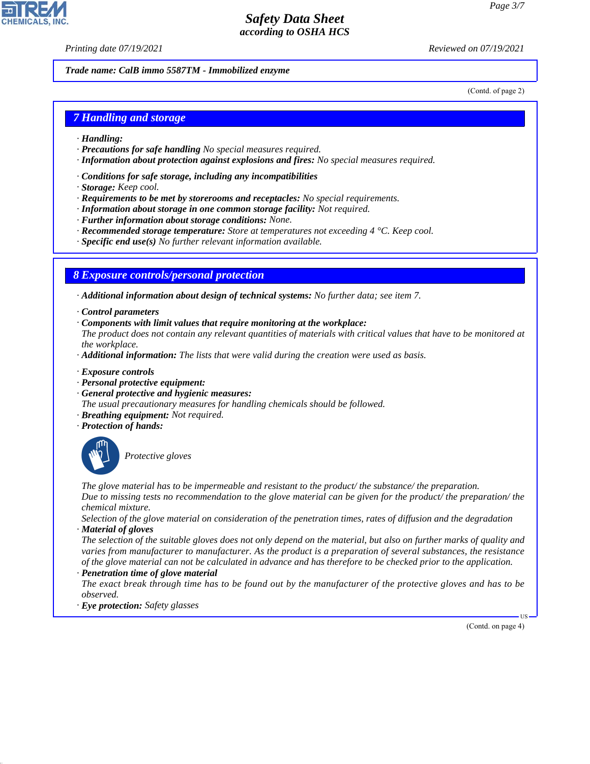Trade name: CalB immo 5587TM - Immobilized enzyme

(Contd. of page 2)

## 7 Handling and storage

- **Handling:**
- **Precautions for safe handling** No special measures required.
- **Information about protection against explosions and fires:** No special measures required.

- **Conditions for safe storage, including any incompatibilities**
- **Storage:** Keep cool.
- **Requirements to be met by storerooms and receptacles:** No special requirements.
- **Information about storage in one common storage facility:** Not required.
- **Further information about storage conditions:** None.
- **Recommended storage temperature:** Store at temperatures not exceeding 4 °C. Keep cool.
- **Specific end use(s)** No further relevant information available.

## 8 Exposure controls/personal protection

- **Additional information about design of technical systems:** No further data; see item 7.

- **Control parameters**
- **Components with limit values that require monitoring at the workplace:**
  The product does not contain any relevant quantities of materials with critical values that have to be monitored at the workplace.
- **Additional information:** The lists that were valid during the creation were used as basis.

- **Exposure controls**
- **Personal protective equipment:**
- **General protective and hygienic measures:**
  The usual precautionary measures for handling chemicals should be followed.
- **Breathing equipment:** Not required.
- **Protection of hands:**

  Protective gloves

  The glove material has to be impermeable and resistant to the product/ the substance/ the preparation.
  Due to missing tests no recommendation to the glove material can be given for the product/ the preparation/ the chemical mixture.
  Selection of the glove material on consideration of the penetration times, rates of diffusion and the degradation
- **Material of gloves**
  The selection of the suitable gloves does not only depend on the material, but also on further marks of quality and varies from manufacturer to manufacturer. As the product is a preparation of several substances, the resistance of the glove material can not be calculated in advance and has therefore to be checked prior to the application.
- **Penetration time of glove material**
  The exact break through time has to be found out by the manufacturer of the protective gloves and has to be observed.
- **Eye protection:** Safety glasses

(Contd. on page 4)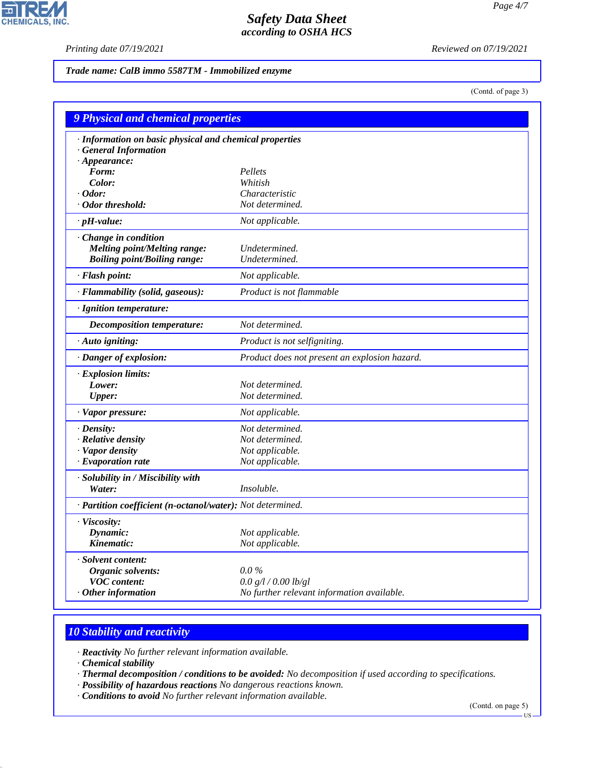**Trade name: CalB immo 5587TM - Immobilized enzyme**

(Contd. of page 3)

## 9 Physical and chemical properties

| | |
|---|---|
| · **Information on basic physical and chemical properties** | |
| · **General Information** | |
| · **Appearance:** | |
| **Form:** | Pellets |
| **Color:** | Whitish |
| · **Odor:** | Characteristic |
| · **Odor threshold:** | Not determined. |
| · **pH-value:** | Not applicable. |
| · **Change in condition** | |
| **Melting point/Melting range:** | Undetermined. |
| **Boiling point/Boiling range:** | Undetermined. |
| · **Flash point:** | Not applicable. |
| · **Flammability (solid, gaseous):** | Product is not flammable |
| · **Ignition temperature:** | |
| **Decomposition temperature:** | Not determined. |
| · **Auto igniting:** | Product is not selfigniting. |
| · **Danger of explosion:** | Product does not present an explosion hazard. |
| · **Explosion limits:** | |
| **Lower:** | Not determined. |
| **Upper:** | Not determined. |
| · **Vapor pressure:** | Not applicable. |
| · **Density:** | Not determined. |
| · **Relative density** | Not determined. |
| · **Vapor density** | Not applicable. |
| · **Evaporation rate** | Not applicable. |
| · **Solubility in / Miscibility with** | |
| **Water:** | Insoluble. |
| · **Partition coefficient (n-octanol/water):** | Not determined. |
| · **Viscosity:** | |
| **Dynamic:** | Not applicable. |
| **Kinematic:** | Not applicable. |
| · **Solvent content:** | |
| **Organic solvents:** | 0.0 % |
| **VOC content:** | 0.0 g/l / 0.00 lb/gl |
| · **Other information** | No further relevant information available. |

## 10 Stability and reactivity

· **Reactivity** No further relevant information available.
· **Chemical stability**
· **Thermal decomposition / conditions to be avoided:** No decomposition if used according to specifications.
· **Possibility of hazardous reactions** No dangerous reactions known.
· **Conditions to avoid** No further relevant information available.

(Contd. on page 5)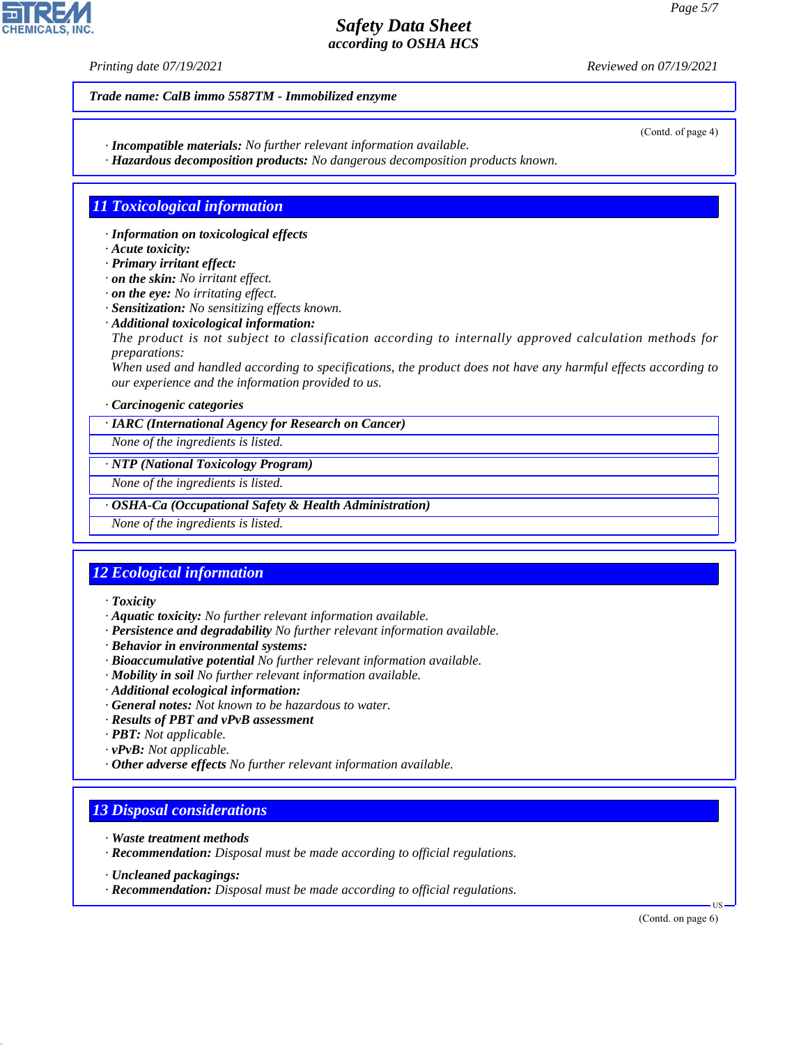Trade name: CalB immo 5587TM - Immobilized enzyme

(Contd. of page 4)

· **Incompatible materials:** No further relevant information available.
· **Hazardous decomposition products:** No dangerous decomposition products known.

## 11 Toxicological information

· **Information on toxicological effects**
· **Acute toxicity:**
· **Primary irritant effect:**
· **on the skin:** No irritant effect.
· **on the eye:** No irritating effect.
· **Sensitization:** No sensitizing effects known.
· **Additional toxicological information:**
The product is not subject to classification according to internally approved calculation methods for preparations:
When used and handled according to specifications, the product does not have any harmful effects according to our experience and the information provided to us.

· **Carcinogenic categories**

| · **IARC (International Agency for Research on Cancer)** |
|---|
| None of the ingredients is listed. |

| · **NTP (National Toxicology Program)** |
|---|
| None of the ingredients is listed. |

| · **OSHA-Ca (Occupational Safety & Health Administration)** |
|---|
| None of the ingredients is listed. |

## 12 Ecological information

· **Toxicity**
· **Aquatic toxicity:** No further relevant information available.
· **Persistence and degradability** No further relevant information available.
· **Behavior in environmental systems:**
· **Bioaccumulative potential** No further relevant information available.
· **Mobility in soil** No further relevant information available.
· **Additional ecological information:**
· **General notes:** Not known to be hazardous to water.
· **Results of PBT and vPvB assessment**
· **PBT:** Not applicable.
· **vPvB:** Not applicable.
· **Other adverse effects** No further relevant information available.

## 13 Disposal considerations

· **Waste treatment methods**
· **Recommendation:** Disposal must be made according to official regulations.

· **Uncleaned packagings:**
· **Recommendation:** Disposal must be made according to official regulations.

(Contd. on page 6)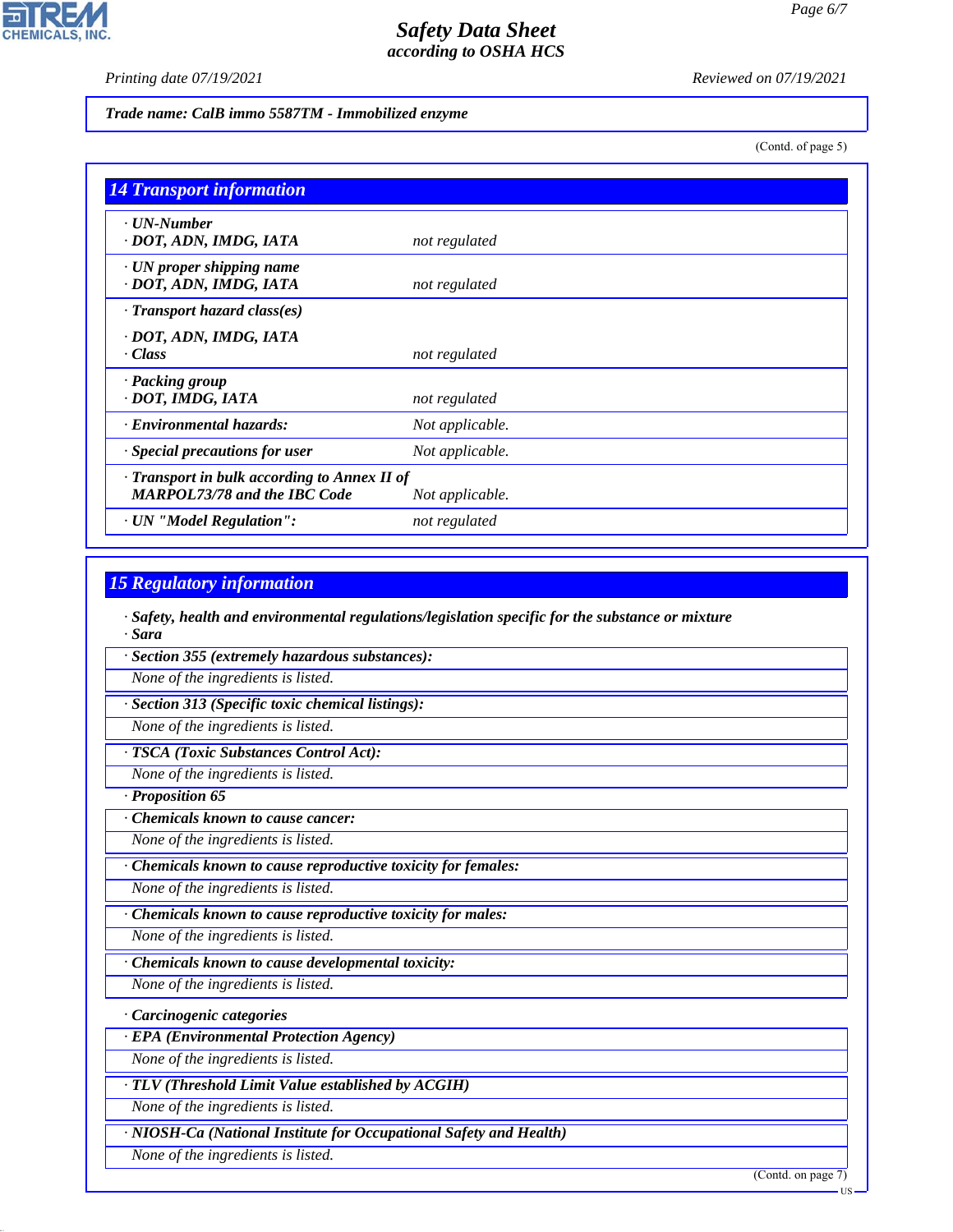**Trade name: CalB immo 5587TM - Immobilized enzyme**

(Contd. of page 5)

## 14 Transport information

| | |
|---|---|
| · **UN-Number**<br>· **DOT, ADN, IMDG, IATA** | *not regulated* |
| · **UN proper shipping name**<br>· **DOT, ADN, IMDG, IATA** | *not regulated* |
| · **Transport hazard class(es)**<br><br>· **DOT, ADN, IMDG, IATA**<br>· **Class** | *not regulated* |
| · **Packing group**<br>· **DOT, IMDG, IATA** | *not regulated* |
| · **Environmental hazards:** | *Not applicable.* |
| · **Special precautions for user** | *Not applicable.* |
| · **Transport in bulk according to Annex II of MARPOL73/78 and the IBC Code** | *Not applicable.* |
| · **UN "Model Regulation":** | *not regulated* |

## 15 Regulatory information

· **Safety, health and environmental regulations/legislation specific for the substance or mixture**
· **Sara**

· **Section 355 (extremely hazardous substances):**
*None of the ingredients is listed.*

· **Section 313 (Specific toxic chemical listings):**
*None of the ingredients is listed.*

· **TSCA (Toxic Substances Control Act):**
*None of the ingredients is listed.*

· **Proposition 65**

· **Chemicals known to cause cancer:**
*None of the ingredients is listed.*

· **Chemicals known to cause reproductive toxicity for females:**
*None of the ingredients is listed.*

· **Chemicals known to cause reproductive toxicity for males:**
*None of the ingredients is listed.*

· **Chemicals known to cause developmental toxicity:**
*None of the ingredients is listed.*

· **Carcinogenic categories**

· **EPA (Environmental Protection Agency)**
*None of the ingredients is listed.*

· **TLV (Threshold Limit Value established by ACGIH)**
*None of the ingredients is listed.*

· **NIOSH-Ca (National Institute for Occupational Safety and Health)**
*None of the ingredients is listed.*

(Contd. on page 7)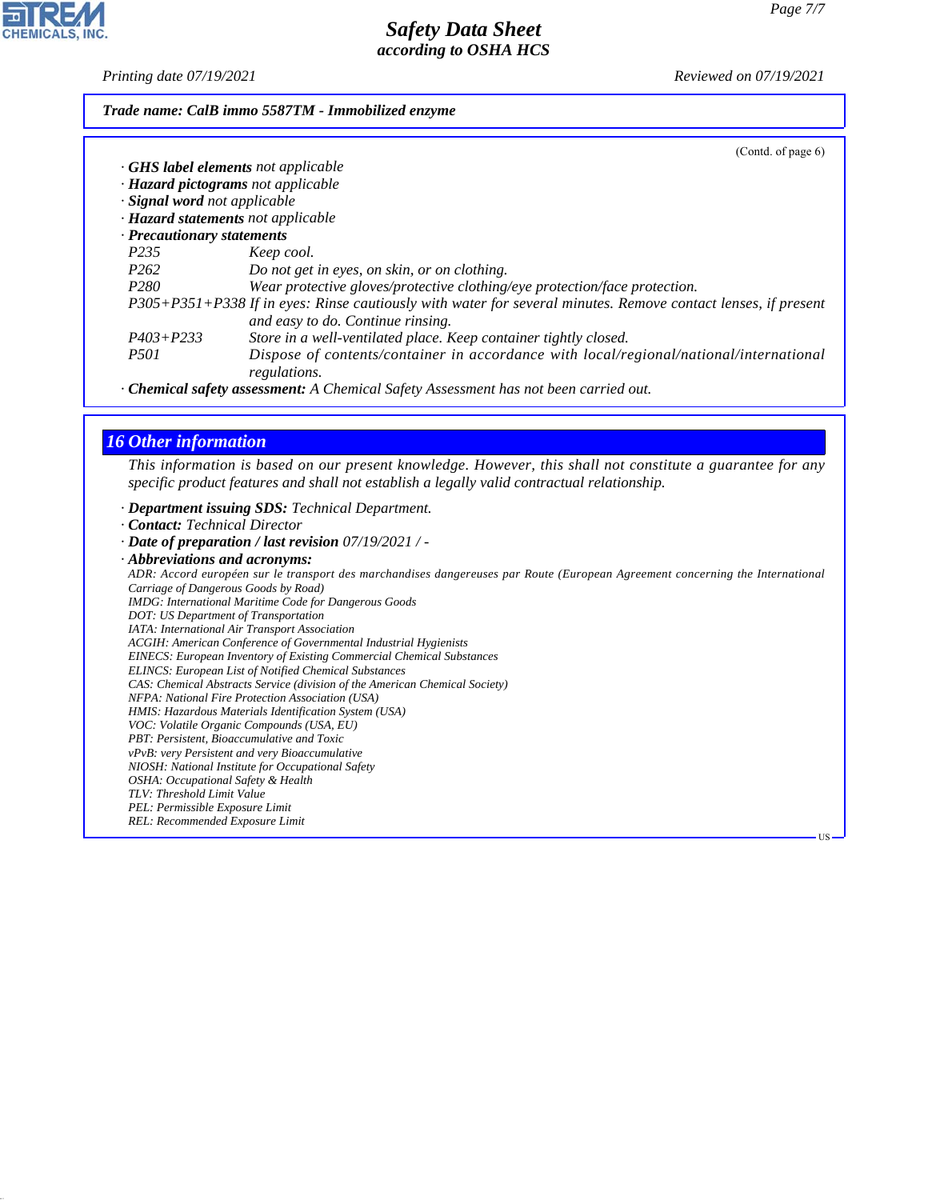Trade name: CalB immo 5587TM - Immobilized enzyme

(Contd. of page 6)

· **GHS label elements** not applicable
· **Hazard pictograms** not applicable
· **Signal word** not applicable
· **Hazard statements** not applicable
· **Precautionary statements**

| | |
|---|---|
| P235 | Keep cool. |
| P262 | Do not get in eyes, on skin, or on clothing. |
| P280 | Wear protective gloves/protective clothing/eye protection/face protection. |
| P305+P351+P338 | If in eyes: Rinse cautiously with water for several minutes. Remove contact lenses, if present and easy to do. Continue rinsing. |
| P403+P233 | Store in a well-ventilated place. Keep container tightly closed. |
| P501 | Dispose of contents/container in accordance with local/regional/national/international regulations. |

· **Chemical safety assessment:** A Chemical Safety Assessment has not been carried out.

## 16 Other information

This information is based on our present knowledge. However, this shall not constitute a guarantee for any specific product features and shall not establish a legally valid contractual relationship.

· **Department issuing SDS:** Technical Department.
· **Contact:** Technical Director
· **Date of preparation / last revision** 07/19/2021 / -
· **Abbreviations and acronyms:**
ADR: Accord européen sur le transport des marchandises dangereuses par Route (European Agreement concerning the International Carriage of Dangerous Goods by Road)
IMDG: International Maritime Code for Dangerous Goods
DOT: US Department of Transportation
IATA: International Air Transport Association
ACGIH: American Conference of Governmental Industrial Hygienists
EINECS: European Inventory of Existing Commercial Chemical Substances
ELINCS: European List of Notified Chemical Substances
CAS: Chemical Abstracts Service (division of the American Chemical Society)
NFPA: National Fire Protection Association (USA)
HMIS: Hazardous Materials Identification System (USA)
VOC: Volatile Organic Compounds (USA, EU)
PBT: Persistent, Bioaccumulative and Toxic
vPvB: very Persistent and very Bioaccumulative
NIOSH: National Institute for Occupational Safety
OSHA: Occupational Safety & Health
TLV: Threshold Limit Value
PEL: Permissible Exposure Limit
REL: Recommended Exposure Limit